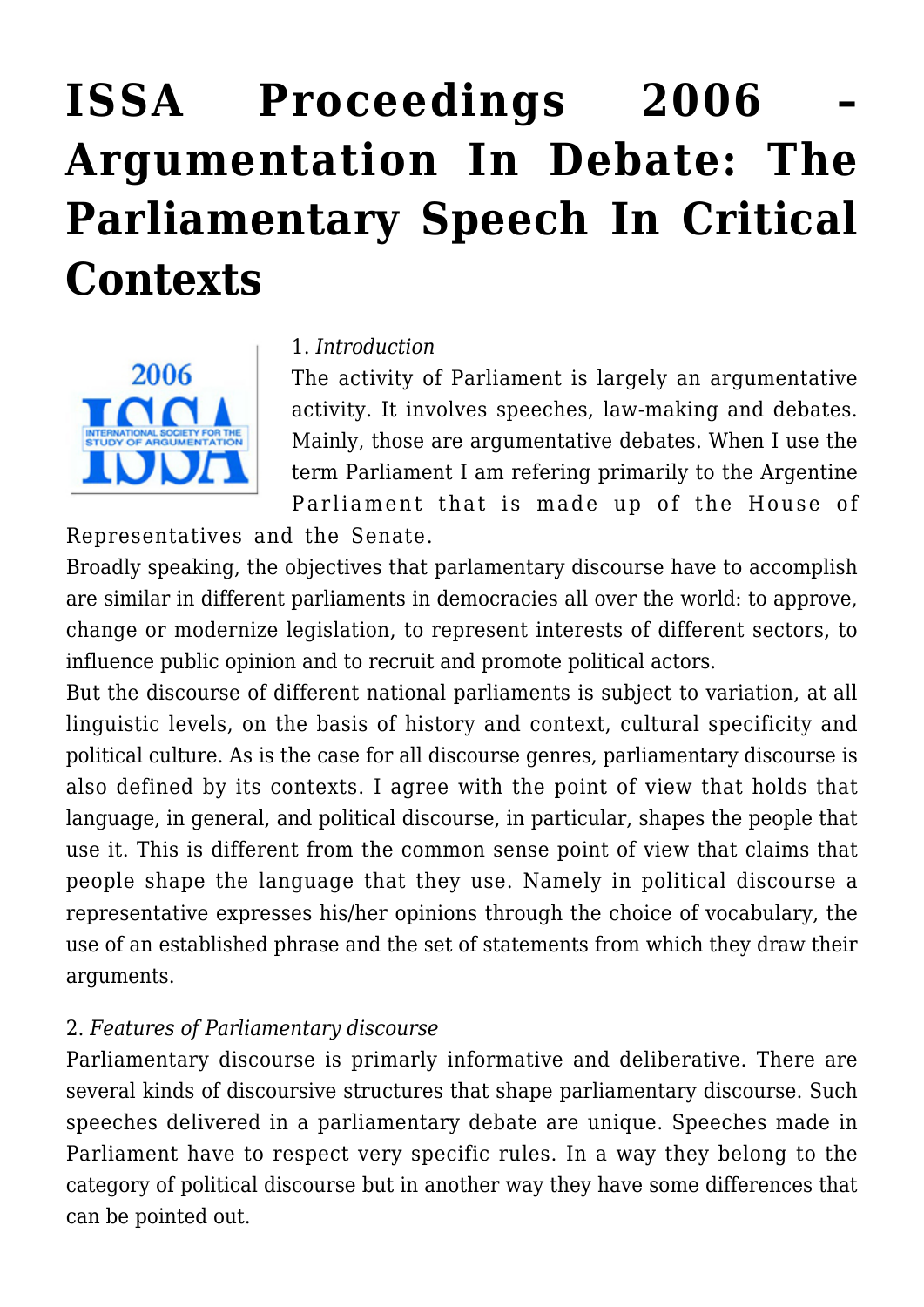# ISSA Proceedings 2006 – Argumentation In Debate: The Parliamentary Speech In Critical Contexts

1. *Introduction*

The activity of Parliament is largely an argumentative activity. It involves speeches, law-making and debates. Mainly, those are argumentative debates. When I use the term Parliament I am refering primarily to the Argentine Parliament that is made up of the House of Representatives and the Senate.

Broadly speaking, the objectives that parlamentary discourse have to accomplish are similar in different parliaments in democracies all over the world: to approve, change or modernize legislation, to represent interests of different sectors, to influence public opinion and to recruit and promote political actors.

But the discourse of different national parliaments is subject to variation, at all linguistic levels, on the basis of history and context, cultural specificity and political culture. As is the case for all discourse genres, parliamentary discourse is also defined by its contexts. I agree with the point of view that holds that language, in general, and political discourse, in particular, shapes the people that use it. This is different from the common sense point of view that claims that people shape the language that they use. Namely in political discourse a representative expresses his/her opinions through the choice of vocabulary, the use of an established phrase and the set of statements from which they draw their arguments.

2. *Features of Parliamentary discourse*

Parliamentary discourse is primarily informative and deliberative. There are several kinds of discoursive structures that shape parliamentary discourse. Such speeches delivered in a parliamentary debate are unique. Speeches made in Parliament have to respect very specific rules. In a way they belong to the category of political discourse but in another way they have some differences that can be pointed out.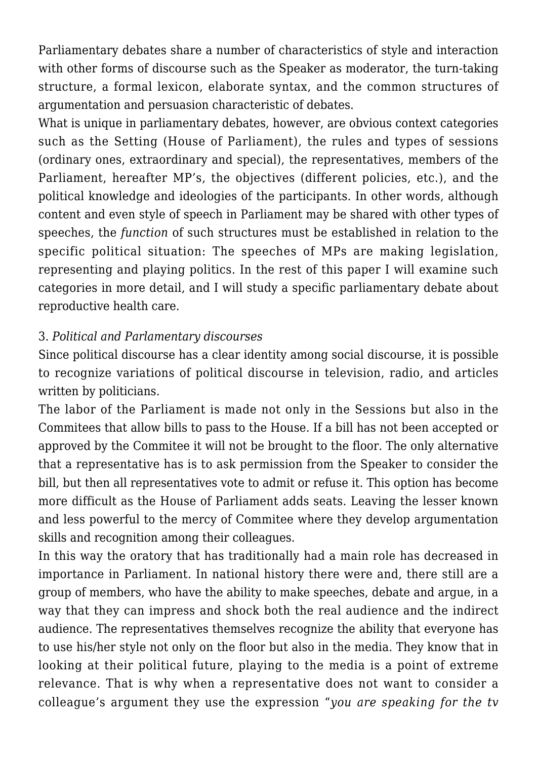Parliamentary debates share a number of characteristics of style and interaction with other forms of discourse such as the Speaker as moderator, the turn-taking structure, a formal lexicon, elaborate syntax, and the common structures of argumentation and persuasion characteristic of debates.

What is unique in parliamentary debates, however, are obvious context categories such as the Setting (House of Parliament), the rules and types of sessions (ordinary ones, extraordinary and special), the representatives, members of the Parliament, hereafter MP's, the objectives (different policies, etc.), and the political knowledge and ideologies of the participants. In other words, although content and even style of speech in Parliament may be shared with other types of speeches, the *function* of such structures must be established in relation to the specific political situation: The speeches of MPs are making legislation, representing and playing politics. In the rest of this paper I will examine such categories in more detail, and I will study a specific parliamentary debate about reproductive health care.

3. *Political and Parlamentary discourses*

Since political discourse has a clear identity among social discourse, it is possible to recognize variations of political discourse in television, radio, and articles written by politicians.

The labor of the Parliament is made not only in the Sessions but also in the Commitees that allow bills to pass to the House. If a bill has not been accepted or approved by the Commitee it will not be brought to the floor. The only alternative that a representative has is to ask permission from the Speaker to consider the bill, but then all representatives vote to admit or refuse it. This option has become more difficult as the House of Parliament adds seats. Leaving the lesser known and less powerful to the mercy of Commitee where they develop argumentation skills and recognition among their colleagues.

In this way the oratory that has traditionally had a main role has decreased in importance in Parliament. In national history there were and, there still are a group of members, who have the ability to make speeches, debate and argue, in a way that they can impress and shock both the real audience and the indirect audience. The representatives themselves recognize the ability that everyone has to use his/her style not only on the floor but also in the media. They know that in looking at their political future, playing to the media is a point of extreme relevance. That is why when a representative does not want to consider a colleague's argument they use the expression "*you are speaking for the tv*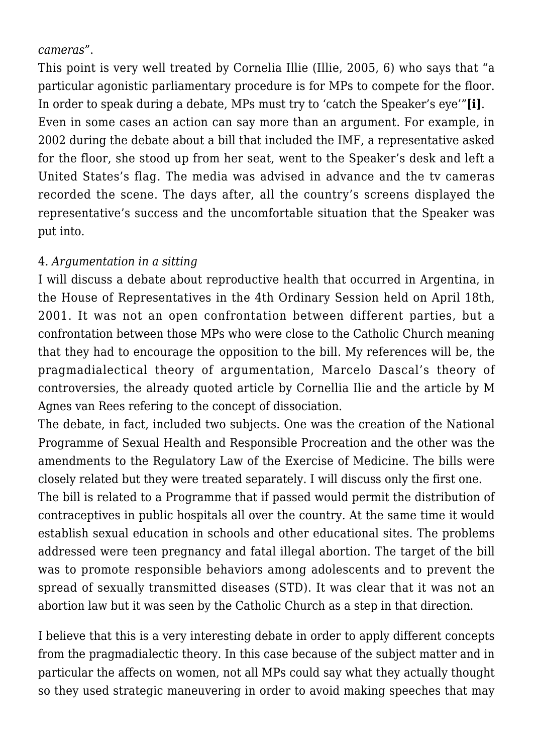*cameras*".

This point is very well treated by Cornelia Illie (Illie, 2005, 6) who says that "a particular agonistic parliamentary procedure is for MPs to compete for the floor. In order to speak during a debate, MPs must try to 'catch the Speaker's eye'"**[i]**.

Even in some cases an action can say more than an argument. For example, in 2002 during the debate about a bill that included the IMF, a representative asked for the floor, she stood up from her seat, went to the Speaker's desk and left a United States's flag. The media was advised in advance and the tv cameras recorded the scene. The days after, all the country's screens displayed the representative's success and the uncomfortable situation that the Speaker was put into.

4. *Argumentation in a sitting*

I will discuss a debate about reproductive health that occurred in Argentina, in the House of Representatives in the 4th Ordinary Session held on April 18th, 2001. It was not an open confrontation between different parties, but a confrontation between those MPs who were close to the Catholic Church meaning that they had to encourage the opposition to the bill. My references will be, the pragmadialectical theory of argumentation, Marcelo Dascal's theory of controversies, the already quoted article by Cornellia Ilie and the article by M Agnes van Rees refering to the concept of dissociation.

The debate, in fact, included two subjects. One was the creation of the National Programme of Sexual Health and Responsible Procreation and the other was the amendments to the Regulatory Law of the Exercise of Medicine. The bills were closely related but they were treated separately. I will discuss only the first one.

The bill is related to a Programme that if passed would permit the distribution of contraceptives in public hospitals all over the country. At the same time it would establish sexual education in schools and other educational sites. The problems addressed were teen pregnancy and fatal illegal abortion. The target of the bill was to promote responsible behaviors among adolescents and to prevent the spread of sexually transmitted diseases (STD). It was clear that it was not an abortion law but it was seen by the Catholic Church as a step in that direction.

I believe that this is a very interesting debate in order to apply different concepts from the pragmadialectic theory. In this case because of the subject matter and in particular the affects on women, not all MPs could say what they actually thought so they used strategic maneuvering in order to avoid making speeches that may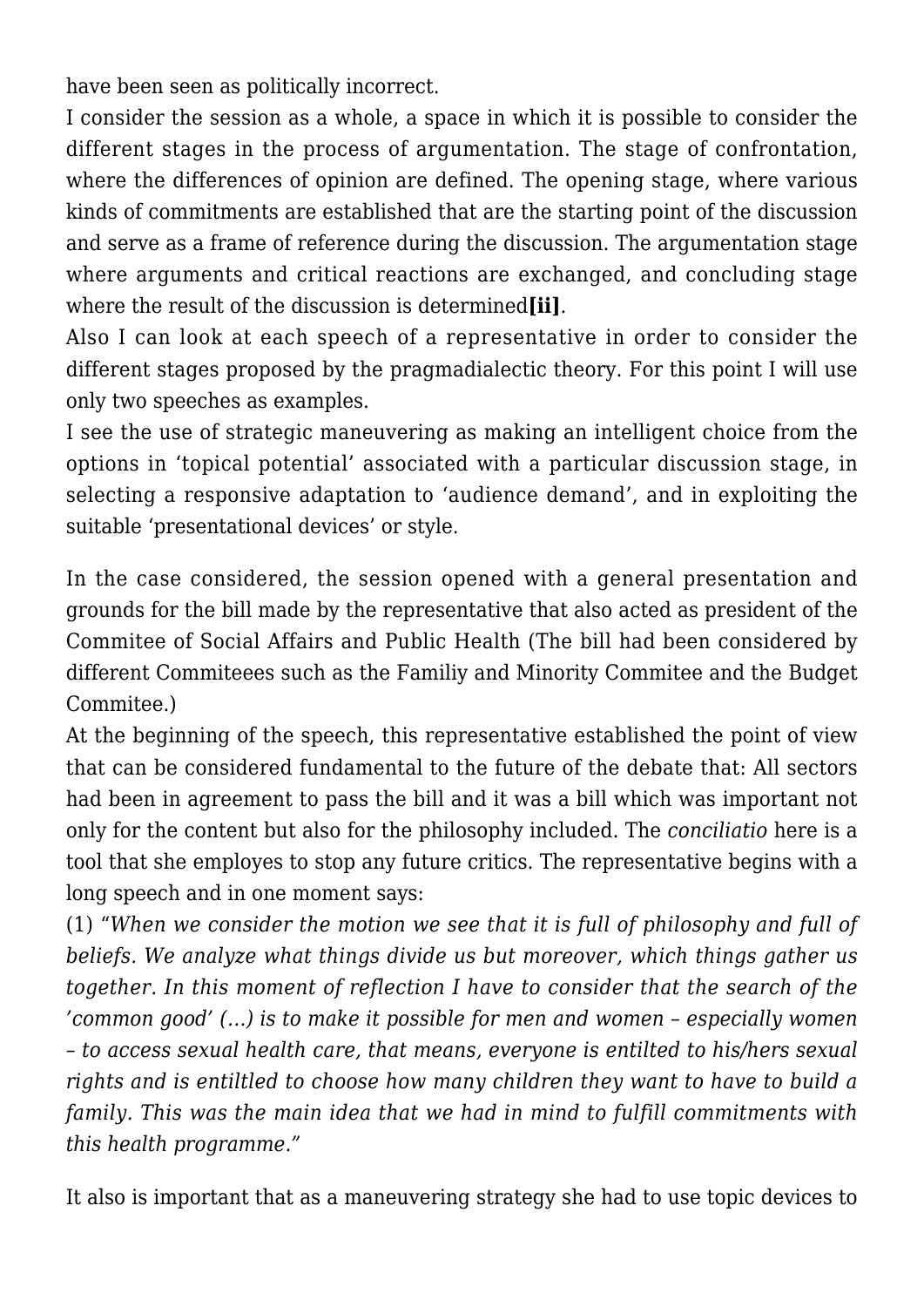have been seen as politically incorrect.

I consider the session as a whole, a space in which it is possible to consider the different stages in the process of argumentation. The stage of confrontation, where the differences of opinion are defined. The opening stage, where various kinds of commitments are established that are the starting point of the discussion and serve as a frame of reference during the discussion. The argumentation stage where arguments and critical reactions are exchanged, and concluding stage where the result of the discussion is determined**[ii]**.

Also I can look at each speech of a representative in order to consider the different stages proposed by the pragmadialectic theory. For this point I will use only two speeches as examples.

I see the use of strategic maneuvering as making an intelligent choice from the options in 'topical potential' associated with a particular discussion stage, in selecting a responsive adaptation to 'audience demand', and in exploiting the suitable 'presentational devices' or style.

In the case considered, the session opened with a general presentation and grounds for the bill made by the representative that also acted as president of the Commitee of Social Affairs and Public Health (The bill had been considered by different Commiteees such as the Familiy and Minority Commitee and the Budget Commitee.)

At the beginning of the speech, this representative established the point of view that can be considered fundamental to the future of the debate that: All sectors had been in agreement to pass the bill and it was a bill which was important not only for the content but also for the philosophy included. The *conciliatio* here is a tool that she employes to stop any future critics. The representative begins with a long speech and in one moment says:

(1) "*When we consider the motion we see that it is full of philosophy and full of beliefs. We analyze what things divide us but moreover, which things gather us together. In this moment of reflection I have to consider that the search of the 'common good' (…) is to make it possible for men and women – especially women – to access sexual health care, that means, everyone is entilted to his/hers sexual rights and is entiltled to choose how many children they want to have to build a family. This was the main idea that we had in mind to fulfill commitments with this health programme.*"

It also is important that as a maneuvering strategy she had to use topic devices to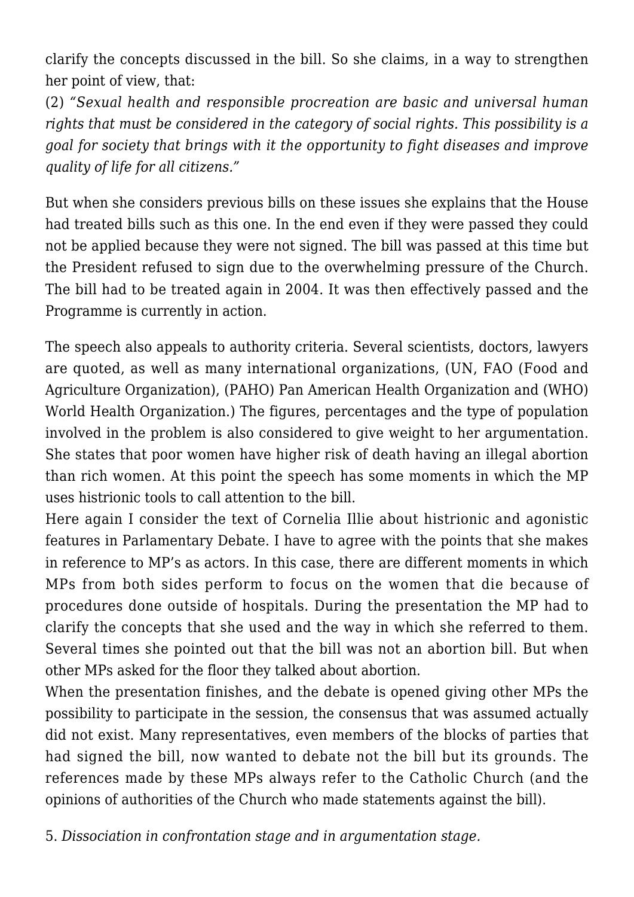clarify the concepts discussed in the bill. So she claims, in a way to strengthen her point of view, that:

(2) *"Sexual health and responsible procreation are basic and universal human rights that must be considered in the category of social rights. This possibility is a goal for society that brings with it the opportunity to fight diseases and improve quality of life for all citizens."*

But when she considers previous bills on these issues she explains that the House had treated bills such as this one. In the end even if they were passed they could not be applied because they were not signed. The bill was passed at this time but the President refused to sign due to the overwhelming pressure of the Church. The bill had to be treated again in 2004. It was then effectively passed and the Programme is currently in action.

The speech also appeals to authority criteria. Several scientists, doctors, lawyers are quoted, as well as many international organizations, (UN, FAO (Food and Agriculture Organization), (PAHO) Pan American Health Organization and (WHO) World Health Organization.) The figures, percentages and the type of population involved in the problem is also considered to give weight to her argumentation. She states that poor women have higher risk of death having an illegal abortion than rich women. At this point the speech has some moments in which the MP uses histrionic tools to call attention to the bill.

Here again I consider the text of Cornelia Illie about histrionic and agonistic features in Parlamentary Debate. I have to agree with the points that she makes in reference to MP's as actors. In this case, there are different moments in which MPs from both sides perform to focus on the women that die because of procedures done outside of hospitals. During the presentation the MP had to clarify the concepts that she used and the way in which she referred to them. Several times she pointed out that the bill was not an abortion bill. But when other MPs asked for the floor they talked about abortion.

When the presentation finishes, and the debate is opened giving other MPs the possibility to participate in the session, the consensus that was assumed actually did not exist. Many representatives, even members of the blocks of parties that had signed the bill, now wanted to debate not the bill but its grounds. The references made by these MPs always refer to the Catholic Church (and the opinions of authorities of the Church who made statements against the bill).

5. *Dissociation in confrontation stage and in argumentation stage.*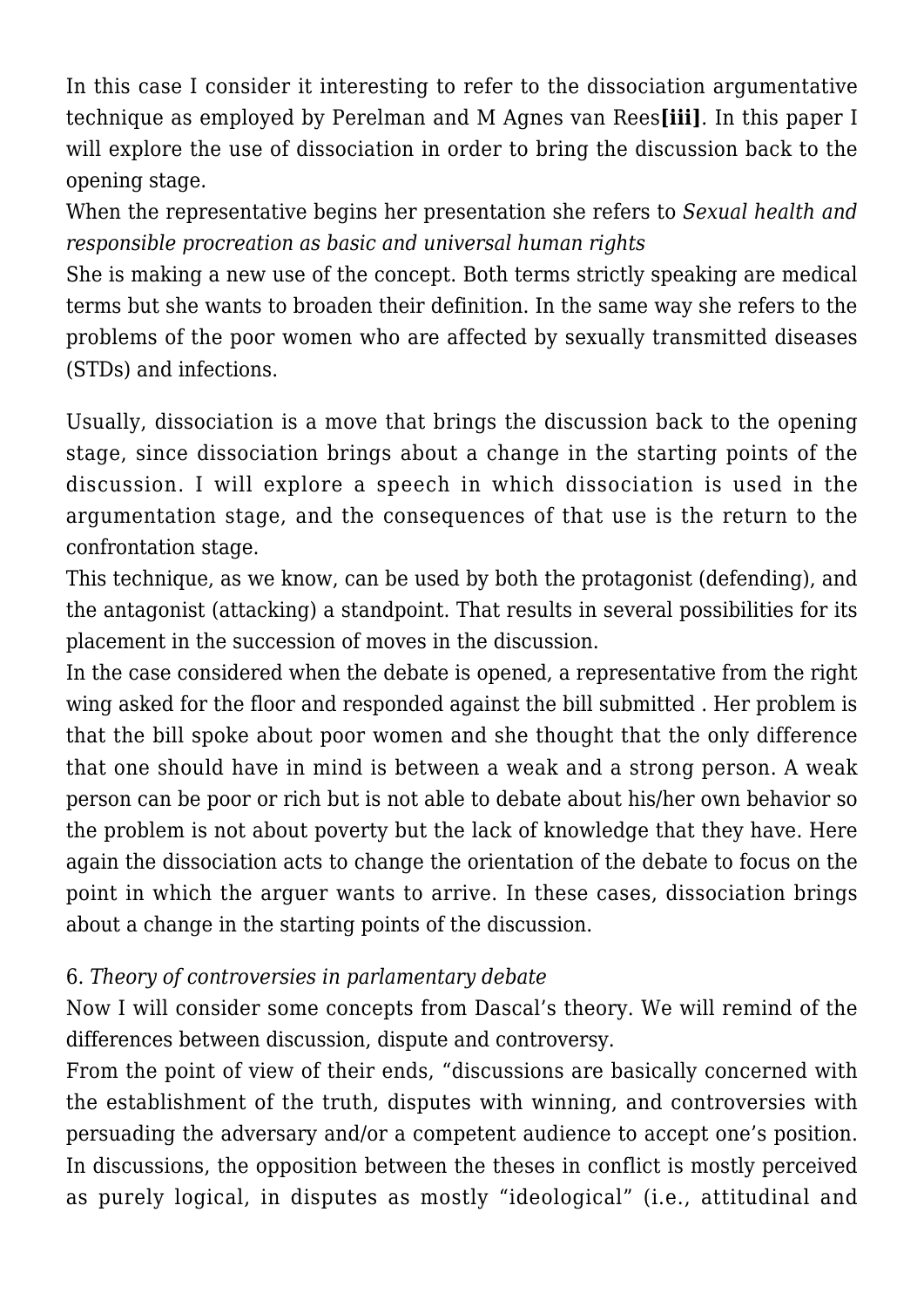In this case I consider it interesting to refer to the dissociation argumentative technique as employed by Perelman and M Agnes van Rees**[iii]**. In this paper I will explore the use of dissociation in order to bring the discussion back to the opening stage.

When the representative begins her presentation she refers to *Sexual health and responsible procreation as basic and universal human rights*

She is making a new use of the concept. Both terms strictly speaking are medical terms but she wants to broaden their definition. In the same way she refers to the problems of the poor women who are affected by sexually transmitted diseases (STDs) and infections.

Usually, dissociation is a move that brings the discussion back to the opening stage, since dissociation brings about a change in the starting points of the discussion. I will explore a speech in which dissociation is used in the argumentation stage, and the consequences of that use is the return to the confrontation stage.

This technique, as we know, can be used by both the protagonist (defending), and the antagonist (attacking) a standpoint. That results in several possibilities for its placement in the succession of moves in the discussion.

In the case considered when the debate is opened, a representative from the right wing asked for the floor and responded against the bill submitted . Her problem is that the bill spoke about poor women and she thought that the only difference that one should have in mind is between a weak and a strong person. A weak person can be poor or rich but is not able to debate about his/her own behavior so the problem is not about poverty but the lack of knowledge that they have. Here again the dissociation acts to change the orientation of the debate to focus on the point in which the arguer wants to arrive. In these cases, dissociation brings about a change in the starting points of the discussion.

## 6. *Theory of controversies in parlamentary debate*

Now I will consider some concepts from Dascal's theory. We will remind of the differences between discussion, dispute and controversy.

From the point of view of their ends, "discussions are basically concerned with the establishment of the truth, disputes with winning, and controversies with persuading the adversary and/or a competent audience to accept one's position. In discussions, the opposition between the theses in conflict is mostly perceived as purely logical, in disputes as mostly "ideological" (i.e., attitudinal and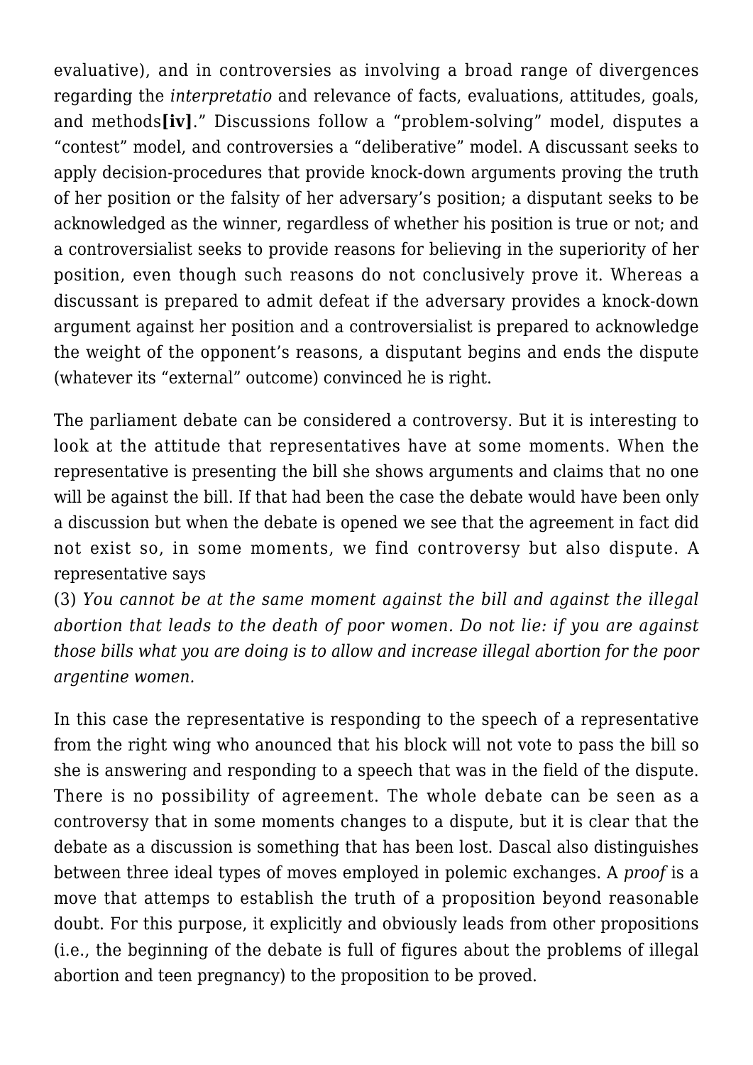evaluative), and in controversies as involving a broad range of divergences regarding the *interpretatio* and relevance of facts, evaluations, attitudes, goals, and methods**[iv]**." Discussions follow a "problem-solving" model, disputes a "contest" model, and controversies a "deliberative" model. A discussant seeks to apply decision-procedures that provide knock-down arguments proving the truth of her position or the falsity of her adversary's position; a disputant seeks to be acknowledged as the winner, regardless of whether his position is true or not; and a controversialist seeks to provide reasons for believing in the superiority of her position, even though such reasons do not conclusively prove it. Whereas a discussant is prepared to admit defeat if the adversary provides a knock-down argument against her position and a controversialist is prepared to acknowledge the weight of the opponent's reasons, a disputant begins and ends the dispute (whatever its "external" outcome) convinced he is right.

The parliament debate can be considered a controversy. But it is interesting to look at the attitude that representatives have at some moments. When the representative is presenting the bill she shows arguments and claims that no one will be against the bill. If that had been the case the debate would have been only a discussion but when the debate is opened we see that the agreement in fact did not exist so, in some moments, we find controversy but also dispute. A representative says
(3) *You cannot be at the same moment against the bill and against the illegal abortion that leads to the death of poor women. Do not lie: if you are against those bills what you are doing is to allow and increase illegal abortion for the poor argentine women.*

In this case the representative is responding to the speech of a representative from the right wing who anounced that his block will not vote to pass the bill so she is answering and responding to a speech that was in the field of the dispute. There is no possibility of agreement. The whole debate can be seen as a controversy that in some moments changes to a dispute, but it is clear that the debate as a discussion is something that has been lost. Dascal also distinguishes between three ideal types of moves employed in polemic exchanges. A *proof* is a move that attemps to establish the truth of a proposition beyond reasonable doubt. For this purpose, it explicitly and obviously leads from other propositions (i.e., the beginning of the debate is full of figures about the problems of illegal abortion and teen pregnancy) to the proposition to be proved.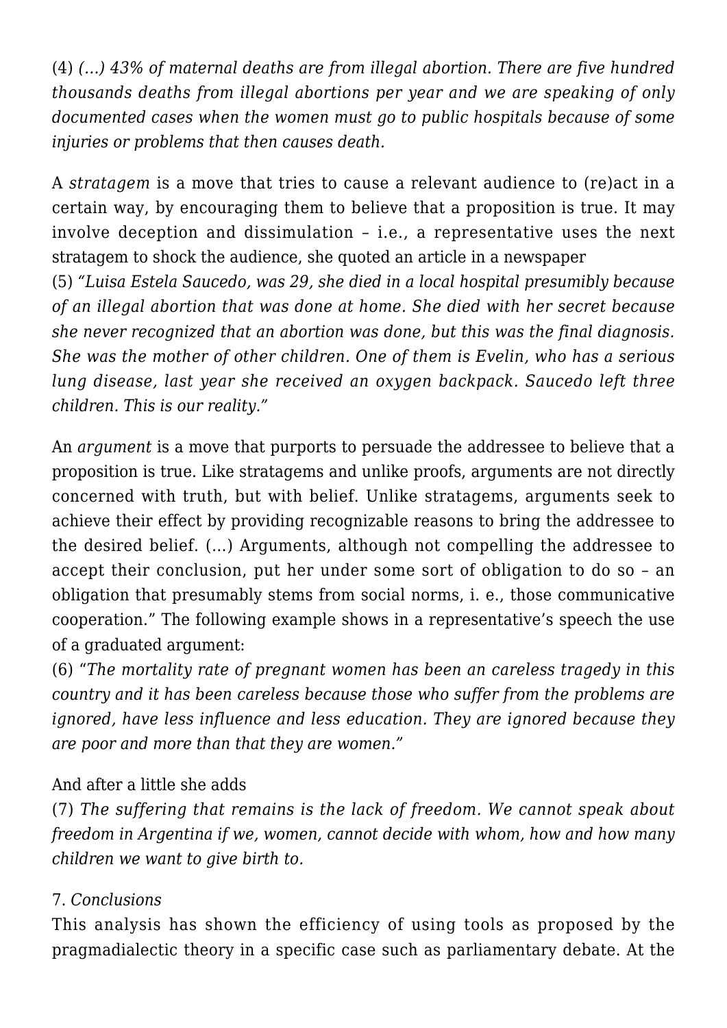(4) *(…) 43% of maternal deaths are from illegal abortion. There are five hundred thousands deaths from illegal abortions per year and we are speaking of only documented cases when the women must go to public hospitals because of some injuries or problems that then causes death.*

A *stratagem* is a move that tries to cause a relevant audience to (re)act in a certain way, by encouraging them to believe that a proposition is true. It may involve deception and dissimulation – i.e., a representative uses the next stratagem to shock the audience, she quoted an article in a newspaper

(5) *"Luisa Estela Saucedo, was 29, she died in a local hospital presumibly because of an illegal abortion that was done at home. She died with her secret because she never recognized that an abortion was done, but this was the final diagnosis. She was the mother of other children. One of them is Evelin, who has a serious lung disease, last year she received an oxygen backpack. Saucedo left three children. This is our reality."*

An *argument* is a move that purports to persuade the addressee to believe that a proposition is true. Like stratagems and unlike proofs, arguments are not directly concerned with truth, but with belief. Unlike stratagems, arguments seek to achieve their effect by providing recognizable reasons to bring the addressee to the desired belief. (…) Arguments, although not compelling the addressee to accept their conclusion, put her under some sort of obligation to do so – an obligation that presumably stems from social norms, i. e., those communicative cooperation." The following example shows in a representative's speech the use of a graduated argument:

(6) "*The mortality rate of pregnant women has been an careless tragedy in this country and it has been careless because those who suffer from the problems are ignored, have less influence and less education. They are ignored because they are poor and more than that they are women.*"

And after a little she adds

(7) *The suffering that remains is the lack of freedom. We cannot speak about freedom in Argentina if we, women, cannot decide with whom, how and how many children we want to give birth to.*

7. *Conclusions*

This analysis has shown the efficiency of using tools as proposed by the pragmadialectic theory in a specific case such as parliamentary debate. At the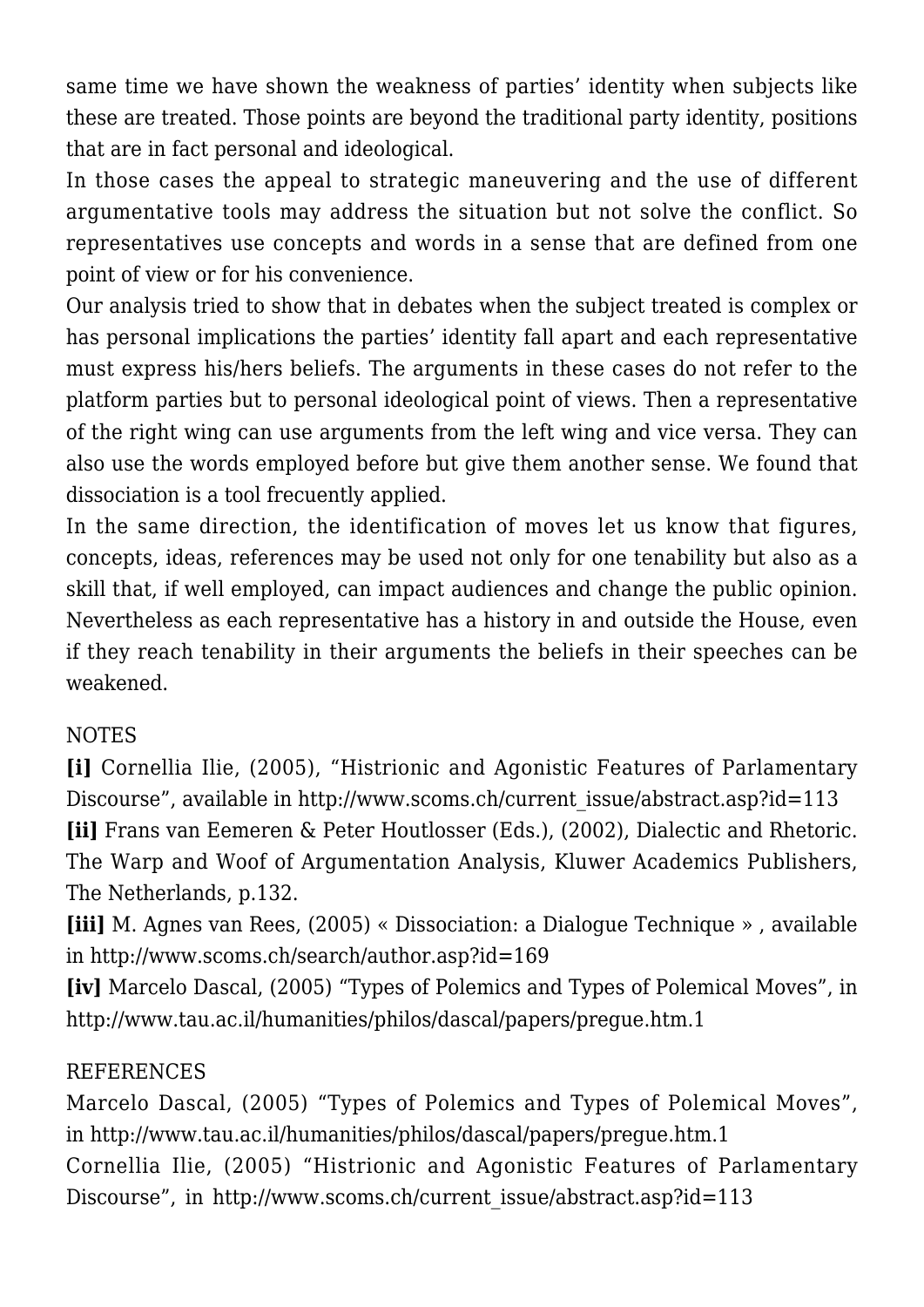same time we have shown the weakness of parties' identity when subjects like these are treated. Those points are beyond the traditional party identity, positions that are in fact personal and ideological.

In those cases the appeal to strategic maneuvering and the use of different argumentative tools may address the situation but not solve the conflict. So representatives use concepts and words in a sense that are defined from one point of view or for his convenience.

Our analysis tried to show that in debates when the subject treated is complex or has personal implications the parties' identity fall apart and each representative must express his/hers beliefs. The arguments in these cases do not refer to the platform parties but to personal ideological point of views. Then a representative of the right wing can use arguments from the left wing and vice versa. They can also use the words employed before but give them another sense. We found that dissociation is a tool frecuently applied.

In the same direction, the identification of moves let us know that figures, concepts, ideas, references may be used not only for one tenability but also as a skill that, if well employed, can impact audiences and change the public opinion. Nevertheless as each representative has a history in and outside the House, even if they reach tenability in their arguments the beliefs in their speeches can be weakened.

NOTES

**[i]** Cornellia Ilie, (2005), "Histrionic and Agonistic Features of Parlamentary Discourse", available in http://www.scoms.ch/current_issue/abstract.asp?id=113

**[ii]** Frans van Eemeren & Peter Houtlosser (Eds.), (2002), Dialectic and Rhetoric. The Warp and Woof of Argumentation Analysis, Kluwer Academics Publishers, The Netherlands, p.132.

**[iii]** M. Agnes van Rees, (2005) « Dissociation: a Dialogue Technique » , available in http://www.scoms.ch/search/author.asp?id=169

**[iv]** Marcelo Dascal, (2005) "Types of Polemics and Types of Polemical Moves", in http://www.tau.ac.il/humanities/philos/dascal/papers/pregue.htm.1

REFERENCES

Marcelo Dascal, (2005) "Types of Polemics and Types of Polemical Moves", in http://www.tau.ac.il/humanities/philos/dascal/papers/pregue.htm.1

Cornellia Ilie, (2005) "Histrionic and Agonistic Features of Parlamentary Discourse", in http://www.scoms.ch/current_issue/abstract.asp?id=113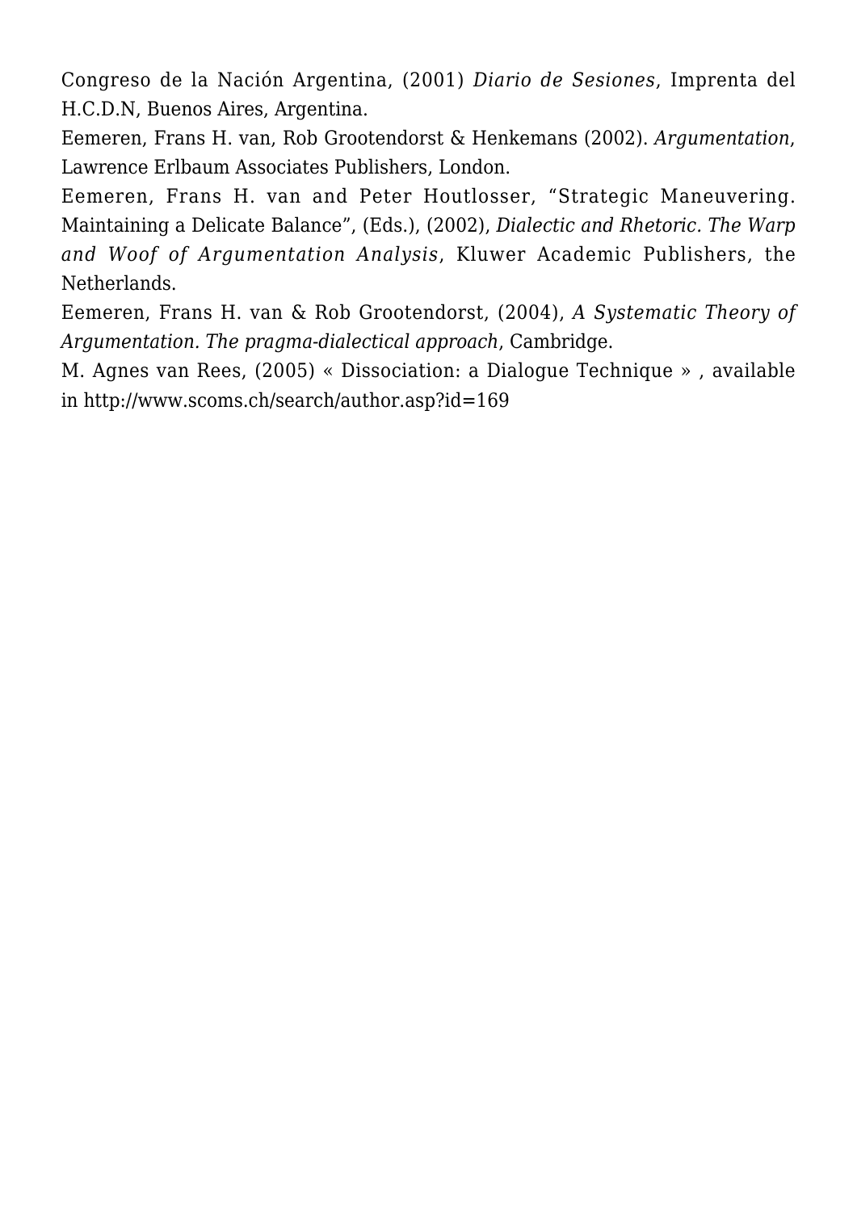Congreso de la Nación Argentina, (2001) *Diario de Sesiones*, Imprenta del H.C.D.N, Buenos Aires, Argentina.

Eemeren, Frans H. van, Rob Grootendorst & Henkemans (2002). *Argumentation*, Lawrence Erlbaum Associates Publishers, London.

Eemeren, Frans H. van and Peter Houtlosser, "Strategic Maneuvering. Maintaining a Delicate Balance", (Eds.), (2002), *Dialectic and Rhetoric. The Warp and Woof of Argumentation Analysis*, Kluwer Academic Publishers, the Netherlands.

Eemeren, Frans H. van & Rob Grootendorst, (2004), *A Systematic Theory of Argumentation. The pragma-dialectical approach*, Cambridge.

M. Agnes van Rees, (2005) « Dissociation: a Dialogue Technique » , available in http://www.scoms.ch/search/author.asp?id=169